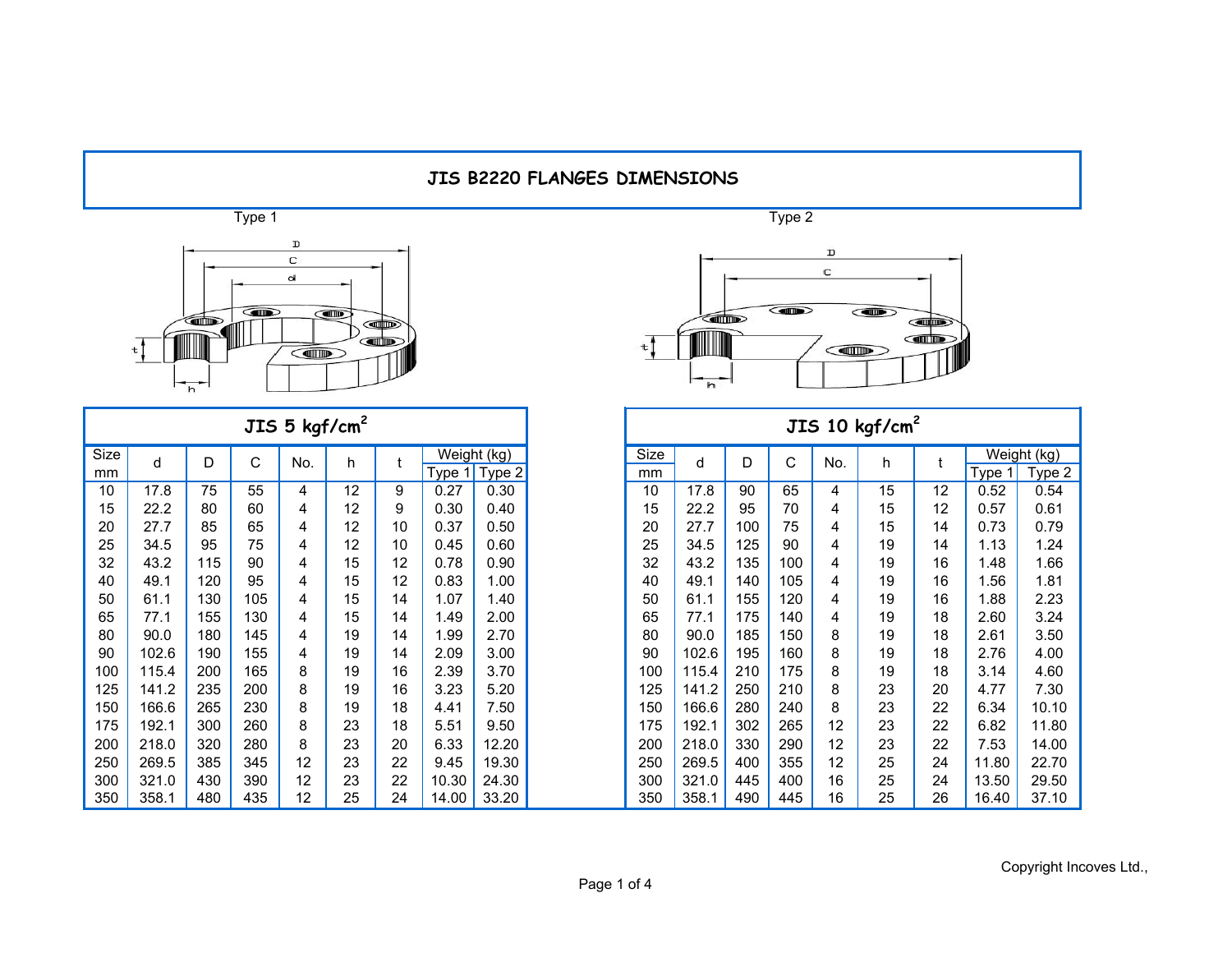# JIS B2220 FLANGES DIMENSIONS

Type 1

Type 2

## JIS 5 kgf/cm$^2$

| Size mm | d | D | C | No. | h | t | Weight (kg) | |
|---|---|---|---|---|---|---|---|---|
| | | | | | | | Type 1 | Type 2 |
| 10 | 17.8 | 75 | 55 | 4 | 12 | 9 | 0.27 | 0.30 |
| 15 | 22.2 | 80 | 60 | 4 | 12 | 9 | 0.30 | 0.40 |
| 20 | 27.7 | 85 | 65 | 4 | 12 | 10 | 0.37 | 0.50 |
| 25 | 34.5 | 95 | 75 | 4 | 12 | 10 | 0.45 | 0.60 |
| 32 | 43.2 | 115 | 90 | 4 | 15 | 12 | 0.78 | 0.90 |
| 40 | 49.1 | 120 | 95 | 4 | 15 | 12 | 0.83 | 1.00 |
| 50 | 61.1 | 130 | 105 | 4 | 15 | 14 | 1.07 | 1.40 |
| 65 | 77.1 | 155 | 130 | 4 | 15 | 14 | 1.49 | 2.00 |
| 80 | 90.0 | 180 | 145 | 4 | 19 | 14 | 1.99 | 2.70 |
| 90 | 102.6 | 190 | 155 | 4 | 19 | 14 | 2.09 | 3.00 |
| 100 | 115.4 | 200 | 165 | 8 | 19 | 16 | 2.39 | 3.70 |
| 125 | 141.2 | 235 | 200 | 8 | 19 | 16 | 3.23 | 5.20 |
| 150 | 166.6 | 265 | 230 | 8 | 19 | 18 | 4.41 | 7.50 |
| 175 | 192.1 | 300 | 260 | 8 | 23 | 18 | 5.51 | 9.50 |
| 200 | 218.0 | 320 | 280 | 8 | 23 | 20 | 6.33 | 12.20 |
| 250 | 269.5 | 385 | 345 | 12 | 23 | 22 | 9.45 | 19.30 |
| 300 | 321.0 | 430 | 390 | 12 | 23 | 22 | 10.30 | 24.30 |
| 350 | 358.1 | 480 | 435 | 12 | 25 | 24 | 14.00 | 33.20 |

## JIS 10 kgf/cm$^2$

| Size mm | d | D | C | No. | h | t | Weight (kg) | |
|---|---|---|---|---|---|---|---|---|
| | | | | | | | Type 1 | Type 2 |
| 10 | 17.8 | 90 | 65 | 4 | 15 | 12 | 0.52 | 0.54 |
| 15 | 22.2 | 95 | 70 | 4 | 15 | 12 | 0.57 | 0.61 |
| 20 | 27.7 | 100 | 75 | 4 | 15 | 14 | 0.73 | 0.79 |
| 25 | 34.5 | 125 | 90 | 4 | 19 | 14 | 1.13 | 1.24 |
| 32 | 43.2 | 135 | 100 | 4 | 19 | 16 | 1.48 | 1.66 |
| 40 | 49.1 | 140 | 105 | 4 | 19 | 16 | 1.56 | 1.81 |
| 50 | 61.1 | 155 | 120 | 4 | 19 | 16 | 1.88 | 2.23 |
| 65 | 77.1 | 175 | 140 | 4 | 19 | 18 | 2.60 | 3.24 |
| 80 | 90.0 | 185 | 150 | 8 | 19 | 18 | 2.61 | 3.50 |
| 90 | 102.6 | 195 | 160 | 8 | 19 | 18 | 2.76 | 4.00 |
| 100 | 115.4 | 210 | 175 | 8 | 19 | 18 | 3.14 | 4.60 |
| 125 | 141.2 | 250 | 210 | 8 | 23 | 20 | 4.77 | 7.30 |
| 150 | 166.6 | 280 | 240 | 8 | 23 | 22 | 6.34 | 10.10 |
| 175 | 192.1 | 302 | 265 | 12 | 23 | 22 | 6.82 | 11.80 |
| 200 | 218.0 | 330 | 290 | 12 | 23 | 22 | 7.53 | 14.00 |
| 250 | 269.5 | 400 | 355 | 12 | 25 | 24 | 11.80 | 22.70 |
| 300 | 321.0 | 445 | 400 | 16 | 25 | 24 | 13.50 | 29.50 |
| 350 | 358.1 | 490 | 445 | 16 | 25 | 26 | 16.40 | 37.10 |

Copyright Incoves Ltd.,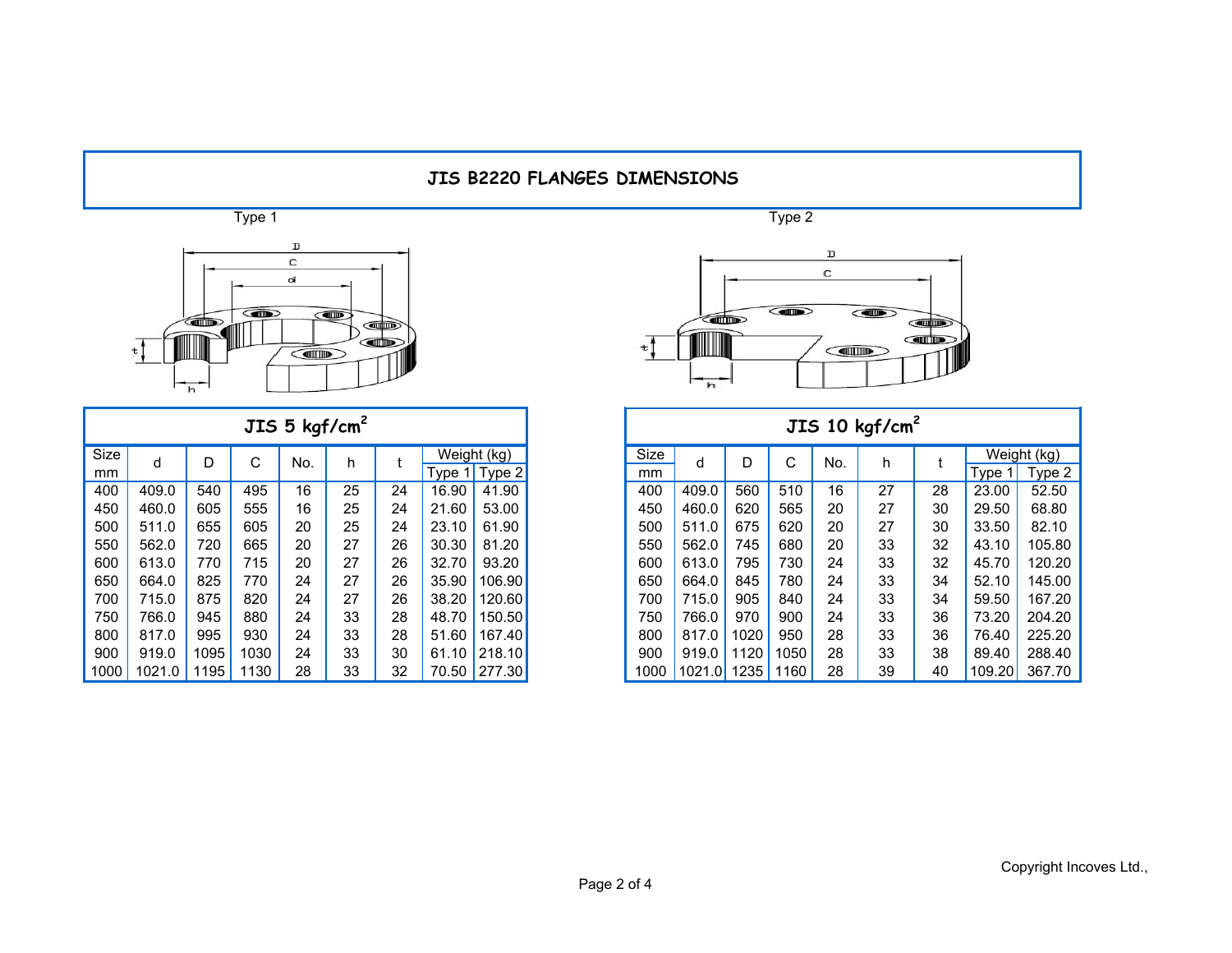# JIS B2220 FLANGES DIMENSIONS

Type 1

Type 2

## JIS 5 kgf/cm$^2$

| Size mm | d | D | C | No. | h | t | Weight (kg) | |
|---|---|---|---|---|---|---|---|---|
| | | | | | | | Type 1 | Type 2 |
| 400 | 409.0 | 540 | 495 | 16 | 25 | 24 | 16.90 | 41.90 |
| 450 | 460.0 | 605 | 555 | 16 | 25 | 24 | 21.60 | 53.00 |
| 500 | 511.0 | 655 | 605 | 20 | 25 | 24 | 23.10 | 61.90 |
| 550 | 562.0 | 720 | 665 | 20 | 27 | 26 | 30.30 | 81.20 |
| 600 | 613.0 | 770 | 715 | 20 | 27 | 26 | 32.70 | 93.20 |
| 650 | 664.0 | 825 | 770 | 24 | 27 | 26 | 35.90 | 106.90 |
| 700 | 715.0 | 875 | 820 | 24 | 27 | 26 | 38.20 | 120.60 |
| 750 | 766.0 | 945 | 880 | 24 | 33 | 28 | 48.70 | 150.50 |
| 800 | 817.0 | 995 | 930 | 24 | 33 | 28 | 51.60 | 167.40 |
| 900 | 919.0 | 1095 | 1030 | 24 | 33 | 30 | 61.10 | 218.10 |
| 1000 | 1021.0 | 1195 | 1130 | 28 | 33 | 32 | 70.50 | 277.30 |

## JIS 10 kgf/cm$^2$

| Size mm | d | D | C | No. | h | t | Weight (kg) | |
|---|---|---|---|---|---|---|---|---|
| | | | | | | | Type 1 | Type 2 |
| 400 | 409.0 | 560 | 510 | 16 | 27 | 28 | 23.00 | 52.50 |
| 450 | 460.0 | 620 | 565 | 20 | 27 | 30 | 29.50 | 68.80 |
| 500 | 511.0 | 675 | 620 | 20 | 27 | 30 | 33.50 | 82.10 |
| 550 | 562.0 | 745 | 680 | 20 | 33 | 32 | 43.10 | 105.80 |
| 600 | 613.0 | 795 | 730 | 24 | 33 | 32 | 45.70 | 120.20 |
| 650 | 664.0 | 845 | 780 | 24 | 33 | 34 | 52.10 | 145.00 |
| 700 | 715.0 | 905 | 840 | 24 | 33 | 34 | 59.50 | 167.20 |
| 750 | 766.0 | 970 | 900 | 24 | 33 | 36 | 73.20 | 204.20 |
| 800 | 817.0 | 1020 | 950 | 28 | 33 | 36 | 76.40 | 225.20 |
| 900 | 919.0 | 1120 | 1050 | 28 | 33 | 38 | 89.40 | 288.40 |
| 1000 | 1021.0 | 1235 | 1160 | 28 | 39 | 40 | 109.20 | 367.70 |

Copyright Incoves Ltd.,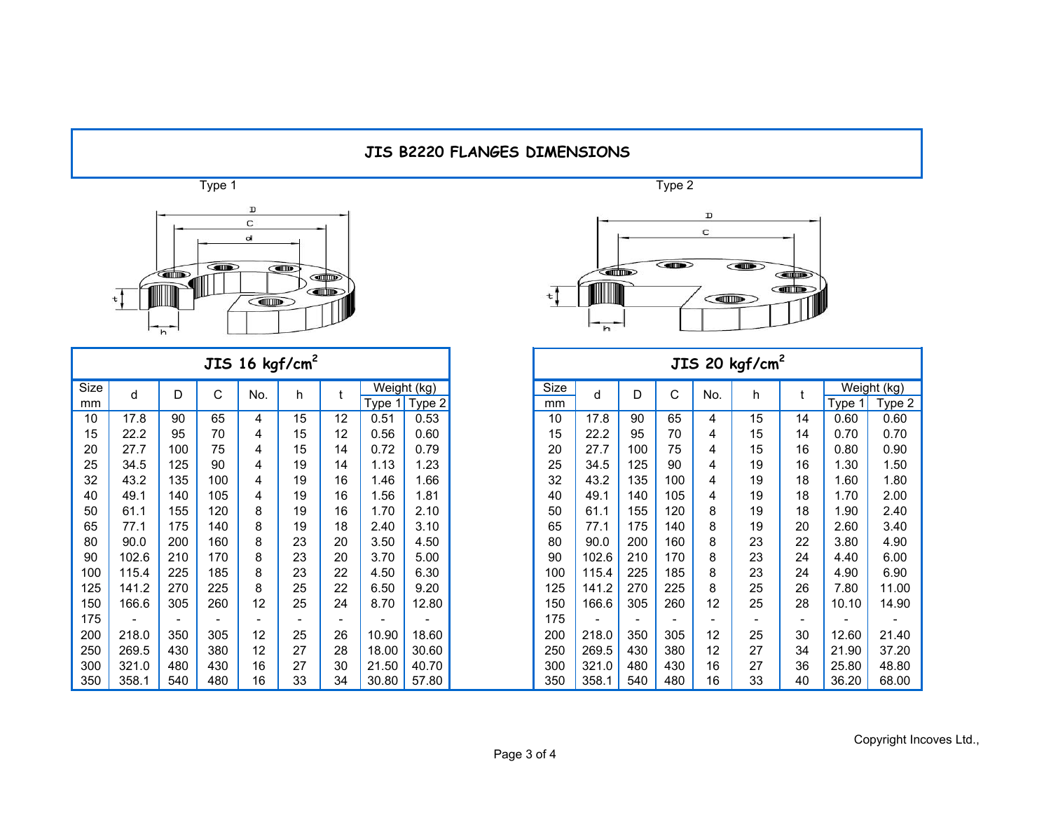# JIS B2220 FLANGES DIMENSIONS

Type 1

Type 2

## JIS 16 $kgf/cm^2$

| Size mm | d | D | C | No. | h | t | Weight (kg) | |
|---|---|---|---|---|---|---|---|---|
| | | | | | | | Type 1 | Type 2 |
| 10 | 17.8 | 90 | 65 | 4 | 15 | 12 | 0.51 | 0.53 |
| 15 | 22.2 | 95 | 70 | 4 | 15 | 12 | 0.56 | 0.60 |
| 20 | 27.7 | 100 | 75 | 4 | 15 | 14 | 0.72 | 0.79 |
| 25 | 34.5 | 125 | 90 | 4 | 19 | 14 | 1.13 | 1.23 |
| 32 | 43.2 | 135 | 100 | 4 | 19 | 16 | 1.46 | 1.66 |
| 40 | 49.1 | 140 | 105 | 4 | 19 | 16 | 1.56 | 1.81 |
| 50 | 61.1 | 155 | 120 | 8 | 19 | 16 | 1.70 | 2.10 |
| 65 | 77.1 | 175 | 140 | 8 | 19 | 18 | 2.40 | 3.10 |
| 80 | 90.0 | 200 | 160 | 8 | 23 | 20 | 3.50 | 4.50 |
| 90 | 102.6 | 210 | 170 | 8 | 23 | 20 | 3.70 | 5.00 |
| 100 | 115.4 | 225 | 185 | 8 | 23 | 22 | 4.50 | 6.30 |
| 125 | 141.2 | 270 | 225 | 8 | 25 | 22 | 6.50 | 9.20 |
| 150 | 166.6 | 305 | 260 | 12 | 25 | 24 | 8.70 | 12.80 |
| 175 | - | - | - | - | - | - | - | - |
| 200 | 218.0 | 350 | 305 | 12 | 25 | 26 | 10.90 | 18.60 |
| 250 | 269.5 | 430 | 380 | 12 | 27 | 28 | 18.00 | 30.60 |
| 300 | 321.0 | 480 | 430 | 16 | 27 | 30 | 21.50 | 40.70 |
| 350 | 358.1 | 540 | 480 | 16 | 33 | 34 | 30.80 | 57.80 |

## JIS 20 $kgf/cm^2$

| Size mm | d | D | C | No. | h | t | Weight (kg) | |
|---|---|---|---|---|---|---|---|---|
| | | | | | | | Type 1 | Type 2 |
| 10 | 17.8 | 90 | 65 | 4 | 15 | 14 | 0.60 | 0.60 |
| 15 | 22.2 | 95 | 70 | 4 | 15 | 14 | 0.70 | 0.70 |
| 20 | 27.7 | 100 | 75 | 4 | 15 | 16 | 0.80 | 0.90 |
| 25 | 34.5 | 125 | 90 | 4 | 19 | 16 | 1.30 | 1.50 |
| 32 | 43.2 | 135 | 100 | 4 | 19 | 18 | 1.60 | 1.80 |
| 40 | 49.1 | 140 | 105 | 4 | 19 | 18 | 1.70 | 2.00 |
| 50 | 61.1 | 155 | 120 | 8 | 19 | 18 | 1.90 | 2.40 |
| 65 | 77.1 | 175 | 140 | 8 | 19 | 20 | 2.60 | 3.40 |
| 80 | 90.0 | 200 | 160 | 8 | 23 | 22 | 3.80 | 4.90 |
| 90 | 102.6 | 210 | 170 | 8 | 23 | 24 | 4.40 | 6.00 |
| 100 | 115.4 | 225 | 185 | 8 | 23 | 24 | 4.90 | 6.90 |
| 125 | 141.2 | 270 | 225 | 8 | 25 | 26 | 7.80 | 11.00 |
| 150 | 166.6 | 305 | 260 | 12 | 25 | 28 | 10.10 | 14.90 |
| 175 | - | - | - | - | - | - | - | - |
| 200 | 218.0 | 350 | 305 | 12 | 25 | 30 | 12.60 | 21.40 |
| 250 | 269.5 | 430 | 380 | 12 | 27 | 34 | 21.90 | 37.20 |
| 300 | 321.0 | 480 | 430 | 16 | 27 | 36 | 25.80 | 48.80 |
| 350 | 358.1 | 540 | 480 | 16 | 33 | 40 | 36.20 | 68.00 |

Copyright Incoves Ltd.,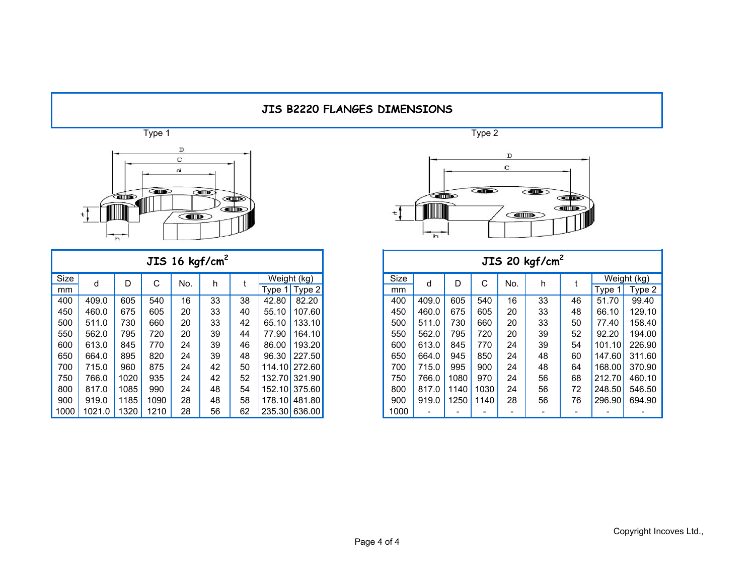# JIS B2220 FLANGES DIMENSIONS

Type 1

D
C
d
t
h

Type 2

D
C
t
h

## JIS 16 $kgf/cm^2$

| Size | d | D | C | No. | h | t | Weight (kg) | |
|---|---|---|---|---|---|---|---|---|
| mm | | | | | | | Type 1 | Type 2 |
| 400 | 409.0 | 605 | 540 | 16 | 33 | 38 | 42.80 | 82.20 |
| 450 | 460.0 | 675 | 605 | 20 | 33 | 40 | 55.10 | 107.60 |
| 500 | 511.0 | 730 | 660 | 20 | 33 | 42 | 65.10 | 133.10 |
| 550 | 562.0 | 795 | 720 | 20 | 39 | 44 | 77.90 | 164.10 |
| 600 | 613.0 | 845 | 770 | 24 | 39 | 46 | 86.00 | 193.20 |
| 650 | 664.0 | 895 | 820 | 24 | 39 | 48 | 96.30 | 227.50 |
| 700 | 715.0 | 960 | 875 | 24 | 42 | 50 | 114.10 | 272.60 |
| 750 | 766.0 | 1020 | 935 | 24 | 42 | 52 | 132.70 | 321.90 |
| 800 | 817.0 | 1085 | 990 | 24 | 48 | 54 | 152.10 | 375.60 |
| 900 | 919.0 | 1185 | 1090 | 28 | 48 | 58 | 178.10 | 481.80 |
| 1000 | 1021.0 | 1320 | 1210 | 28 | 56 | 62 | 235.30 | 636.00 |

## JIS 20 $kgf/cm^2$

| Size | d | D | C | No. | h | t | Weight (kg) | |
|---|---|---|---|---|---|---|---|---|
| mm | | | | | | | Type 1 | Type 2 |
| 400 | 409.0 | 605 | 540 | 16 | 33 | 46 | 51.70 | 99.40 |
| 450 | 460.0 | 675 | 605 | 20 | 33 | 48 | 66.10 | 129.10 |
| 500 | 511.0 | 730 | 660 | 20 | 33 | 50 | 77.40 | 158.40 |
| 550 | 562.0 | 795 | 720 | 20 | 39 | 52 | 92.20 | 194.00 |
| 600 | 613.0 | 845 | 770 | 24 | 39 | 54 | 101.10 | 226.90 |
| 650 | 664.0 | 945 | 850 | 24 | 48 | 60 | 147.60 | 311.60 |
| 700 | 715.0 | 995 | 900 | 24 | 48 | 64 | 168.00 | 370.90 |
| 750 | 766.0 | 1080 | 970 | 24 | 56 | 68 | 212.70 | 460.10 |
| 800 | 817.0 | 1140 | 1030 | 24 | 56 | 72 | 248.50 | 546.50 |
| 900 | 919.0 | 1250 | 1140 | 28 | 56 | 76 | 296.90 | 694.90 |
| 1000 | - | - | - | - | - | - | - | - |

Copyright Incoves Ltd.,